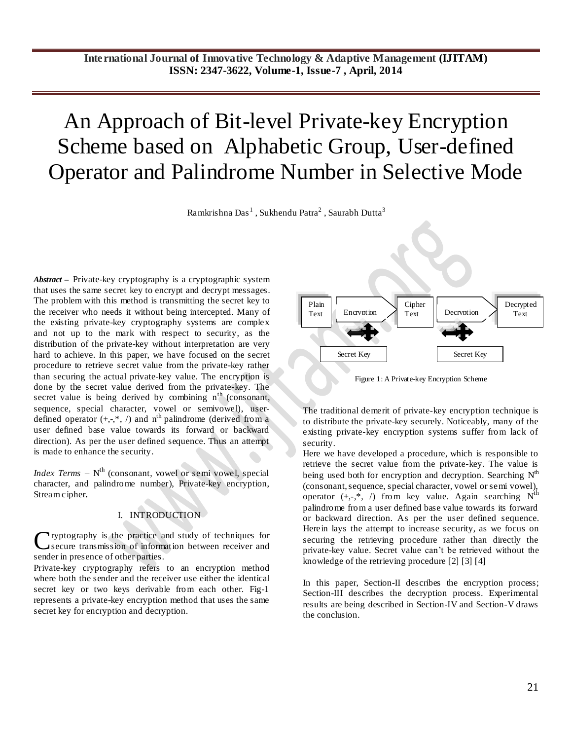// Header omitted (journal metadata)

# An Approach of Bit-level Private-key Encryption Scheme based on Alphabetic Group, User-defined Operator and Palindrome Number in Selective Mode

Ramkrishna Das[1] , Sukhendu Patra[2] , Saurabh Dutta[3]

***Abstract*** – Private-key cryptography is a cryptographic system that uses the same secret key to encrypt and decrypt messages. The problem with this method is transmitting the secret key to the receiver who needs it without being intercepted. Many of the existing private-key cryptography systems are complex and not up to the mark with respect to security, as the distribution of the private-key without interpretation are very hard to achieve. In this paper, we have focused on the secret procedure to retrieve secret value from the private-key rather than securing the actual private-key value. The encryption is done by the secret value derived from the private-key. The secret value is being derived by combining $n^{th}$ (consonant, sequence, special character, vowel or semivowel), user-defined operator (+,-,*, /) and $n^{th}$ palindrome (derived from a user defined base value towards its forward or backward direction). As per the user defined sequence. Thus an attempt is made to enhance the security.

*Index Terms* – $N^{th}$ (consonant, vowel or semi vowel, special character, and palindrome number), Private-key encryption, Stream cipher**.**

## I. INTRODUCTION

Cryptography is the practice and study of techniques for secure transmission of information between receiver and sender in presence of other parties.

Private-key cryptography refers to an encryption method where both the sender and the receiver use either the identical secret key or two keys derivable from each other. Fig-1 represents a private-key encryption method that uses the same secret key for encryption and decryption.

| Plain Text | Encryption | Cipher Text | Decryption | Decrypted Text |
|---|---|---|---|---|
| | Secret Key | | Secret Key | |

Figure 1: A Private-key Encryption Scheme

The traditional demerit of private-key encryption technique is to distribute the private-key securely. Noticeably, many of the existing private-key encryption systems suffer from lack of security.

Here we have developed a procedure, which is responsible to retrieve the secret value from the private-key. The value is being used both for encryption and decryption. Searching $N^{th}$ (consonant, sequence, special character, vowel or semi vowel), operator (+,-,*, /) from key value. Again searching $N^{th}$ palindrome from a user defined base value towards its forward or backward direction. As per the user defined sequence. Herein lays the attempt to increase security, as we focus on securing the retrieving procedure rather than directly the private-key value. Secret value can't be retrieved without the knowledge of the retrieving procedure [2] [3] [4]

In this paper, Section-II describes the encryption process; Section-III describes the decryption process. Experimental results are being described in Section-IV and Section-V draws the conclusion.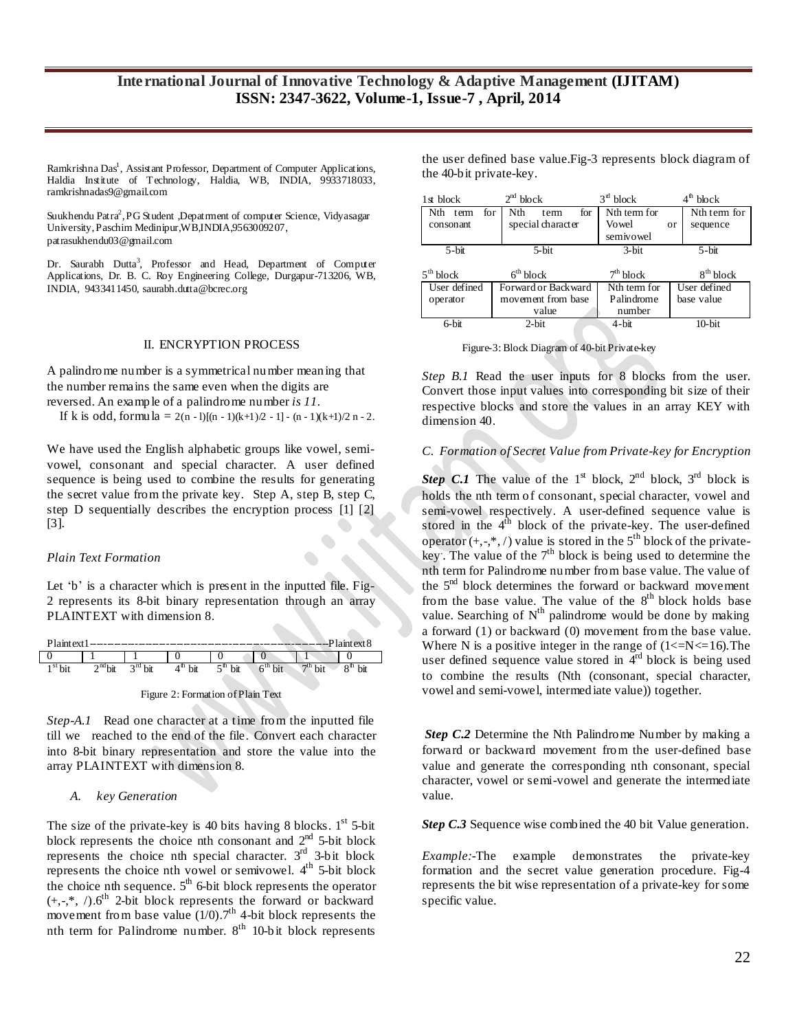Ramkrishna Das[1], Assistant Professor, Department of Computer Applications, Haldia Institute of Technology, Haldia, WB, INDIA, 9933718033, ramkrishnadas9@gmail.com

Suukhendu Patra[2], PG Student ,Depatrment of computer Science, Vidyasagar University, Paschim Medinipur,WB,INDIA,9563009207, patrasukhendu03@gmail.com

Dr. Saurabh Dutta[3], Professor and Head, Department of Computer Applications, Dr. B. C. Roy Engineering College, Durgapur-713206, WB, INDIA, 9433411450, saurabh.dutta@bcrec.org

## II. ENCRYPTION PROCESS

A palindrome number is a symmetrical number meaning that the number remains the same even when the digits are reversed. An example of a palindrome number *is 11*.

If k is odd, formula = $2(n-1)[(n-1)(k+1)/2 - 1] - (n-1)(k+1)/2\ n - 2$.

We have used the English alphabetic groups like vowel, semi-vowel, consonant and special character. A user defined sequence is being used to combine the results for generating the secret value from the private key. Step A, step B, step C, step D sequentially describes the encryption process [1] [2] [3].

### *Plain Text Formation*

Let 'b' is a character which is present in the inputted file. Fig-2 represents its 8-bit binary representation through an array PLAINTEXT with dimension 8.

| Plaintext1 | | | | | | | Plaintext8 |
|---|---|---|---|---|---|---|---|
| 0 | 1 | 1 | 0 | 0 | 0 | 1 | 0 |
| 1st bit | 2nd bit | 3rd bit | 4th bit | 5th bit | 6th bit | 7th bit | 8th bit |

Figure 2: Formation of Plain Text

*Step-A.1* Read one character at a time from the inputted file till we reached to the end of the file. Convert each character into 8-bit binary representation and store the value into the array PLAINTEXT with dimension 8.

### *A. key Generation*

The size of the private-key is 40 bits having 8 blocks. 1st 5-bit block represents the choice nth consonant and 2nd 5-bit block represents the choice nth special character. 3rd 3-bit block represents the choice nth vowel or semivowel. 4th 5-bit block the choice nth sequence. 5th 6-bit block represents the operator (+,-,*, /).6th 2-bit block represents the forward or backward movement from base value (1/0).7th 4-bit block represents the nth term for Palindrome number. 8th 10-bit block represents the user defined base value.Fig-3 represents block diagram of the 40-bit private-key.

| 1st block | 2nd block | 3rd block | 4th block |
|---|---|---|---|
| Nth term for consonant | Nth term for special character | Nth term for Vowel or semivowel | Nth term for sequence |
| 5-bit | 5-bit | 3-bit | 5-bit |
| **5th block** | **6th block** | **7th block** | **8th block** |
| User defined operator | Forward or Backward movement from base value | Nth term for Palindrome number | User defined base value |
| 6-bit | 2-bit | 4-bit | 10-bit |

Figure-3: Block Diagram of 40-bit Private-key

*Step B.1* Read the user inputs for 8 blocks from the user. Convert those input values into corresponding bit size of their respective blocks and store the values in an array KEY with dimension 40.

### *C. Formation of Secret Value from Private-key for Encryption*

***Step C.1*** The value of the 1st block, 2nd block, 3rd block is holds the nth term of consonant, special character, vowel and semi-vowel respectively. A user-defined sequence value is stored in the 4th block of the private-key. The user-defined operator (+,-,*, /) value is stored in the 5th block of the private-key. The value of the 7th block is being used to determine the nth term for Palindrome number from base value. The value of the 5nd block determines the forward or backward movement from the base value. The value of the 8th block holds base value. Searching of Nth palindrome would be done by making a forward (1) or backward (0) movement from the base value. Where N is a positive integer in the range of (1<=N<=16).The user defined sequence value stored in 4rd block is being used to combine the results (Nth (consonant, special character, vowel and semi-vowel, intermediate value)) together.

***Step C.2*** Determine the Nth Palindrome Number by making a forward or backward movement from the user-defined base value and generate the corresponding nth consonant, special character, vowel or semi-vowel and generate the intermediate value.

***Step C.3*** Sequence wise combined the 40 bit Value generation.

*Example:-*The example demonstrates the private-key formation and the secret value generation procedure. Fig-4 represents the bit wise representation of a private-key for some specific value.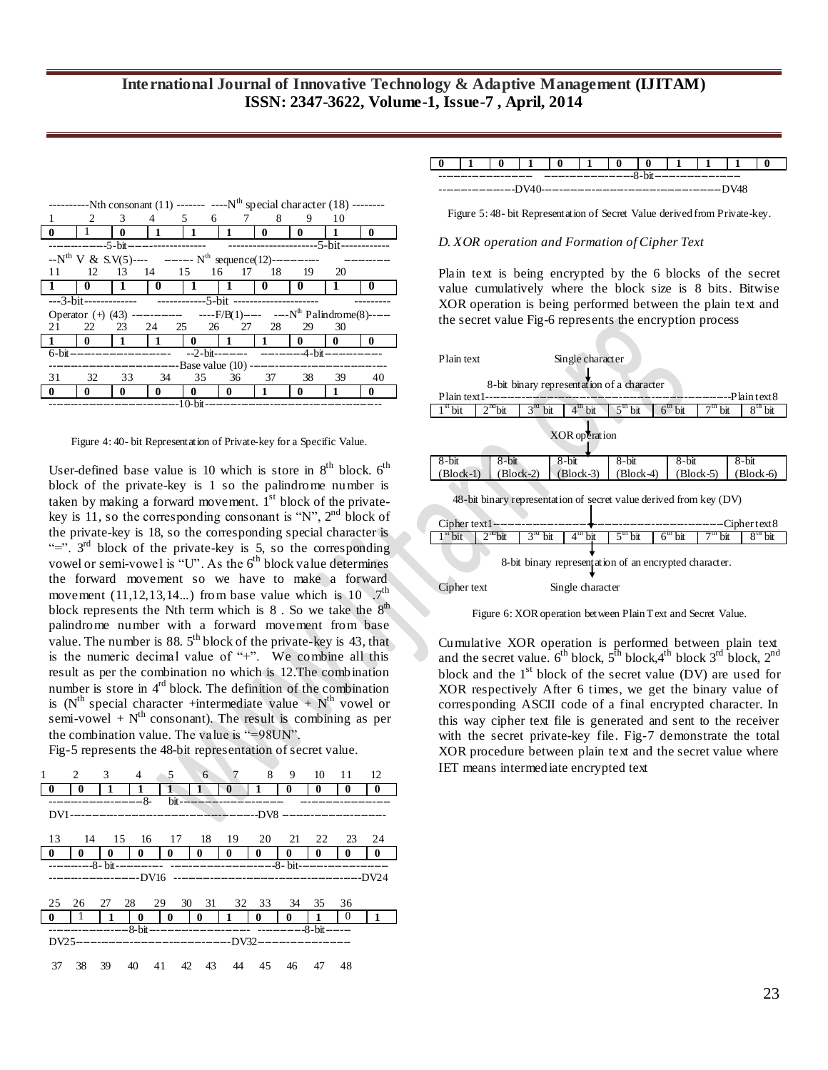| 1 | 2 | 3 | 4 | 5 | 6 | 7 | 8 | 9 | 10 |
|---|---|---|---|---|---|---|---|---|---|
| Nth consonant (11) | | | | | Nth special character (18) | | | | |
| 0 | 1 | 0 | 1 | 1 | 1 | 0 | 0 | 1 | 0 |
| 5-bit | | | | | 5-bit | | | | |

| 11 | 12 | 13 | 14 | 15 | 16 | 17 | 18 | 19 | 20 |
|---|---|---|---|---|---|---|---|---|---|
| Nth V & S.V(5) | | | Nth sequence(12) | | | | | | |
| 1 | 0 | 1 | 0 | 1 | 1 | 0 | 0 | 1 | 0 |
| 3-bit | | | 5-bit | | | | | | |

| 21 | 22 | 23 | 24 | 25 | 26 | 27 | 28 | 29 | 30 |
|---|---|---|---|---|---|---|---|---|---|
| Operator (+) (43) | | | | | | F/B(1) | | Nth Palindrome(8) | |
| 1 | 0 | 1 | 1 | 0 | 1 | 1 | 0 | 0 | 0 |
| 6-bit | | | | | | 2-bit | | 4-bit | |

| 31 | 32 | 33 | 34 | 35 | 36 | 37 | 38 | 39 | 40 |
|---|---|---|---|---|---|---|---|---|---|
| Base value (10) | | | | | | | | | |
| 0 | 0 | 0 | 0 | 0 | 0 | 1 | 0 | 1 | 0 |
| 10-bit | | | | | | | | | |

Figure 4: 40- bit Representation of Private-key for a Specific Value.

User-defined base value is 10 which is store in 8th block. 6th block of the private-key is 1 so the palindrome number is taken by making a forward movement. 1st block of the private-key is 11, so the corresponding consonant is "N", 2nd block of the private-key is 18, so the corresponding special character is "=". 3rd block of the private-key is 5, so the corresponding vowel or semi-vowel is "U". As the 6th block value determines the forward movement so we have to make a forward movement (11,12,13,14...) from base value which is 10 .7th block represents the Nth term which is 8 . So we take the 8th palindrome number with a forward movement from base value. The number is 88. 5th block of the private-key is 43, that is the numeric decimal value of "+". We combine all this result as per the combination no which is 12.The combination number is store in 4rd block. The definition of the combination is (Nth special character +intermediate value + Nth vowel or semi-vowel + Nth consonant). The result is combining as per the combination value. The value is "=98UN".

Fig-5 represents the 48-bit representation of secret value.

| 1 | 2 | 3 | 4 | 5 | 6 | 7 | 8 | 9 | 10 | 11 | 12 |
|---|---|---|---|---|---|---|---|---|---|---|---|
| 0 | 0 | 1 | 1 | 1 | 1 | 0 | 1 | 0 | 0 | 0 | 0 |
| 8-bit | | | | | | | | | | | |
| DV1 | | | | | | | DV8 | | | | |

| 13 | 14 | 15 | 16 | 17 | 18 | 19 | 20 | 21 | 22 | 23 | 24 |
|---|---|---|---|---|---|---|---|---|---|---|---|
| 0 | 0 | 0 | 0 | 0 | 0 | 0 | 0 | 0 | 0 | 0 | 0 |
| 8- bit | | | | 8- bit | | | | | | | |
| DV16 | | | | | | | | | | | DV24 |

| 25 | 26 | 27 | 28 | 29 | 30 | 31 | 32 | 33 | 34 | 35 | 36 |
|---|---|---|---|---|---|---|---|---|---|---|---|
| 0 | 1 | 1 | 0 | 0 | 0 | 1 | 0 | 0 | 1 | 0 | 1 |
| 8-bit | | | | | | | | 8-bit | | | |
| DV25 | | | | | | | DV32 | | | | |

| 37 | 38 | 39 | 40 | 41 | 42 | 43 | 44 | 45 | 46 | 47 | 48 |
|---|---|---|---|---|---|---|---|---|---|---|---|
| 0 | 1 | 0 | 1 | 0 | 1 | 0 | 0 | 1 | 1 | 1 | 0 |
| | | | | 8-bit | | | | | | | |
| DV40 | | | | | | | | | | | DV48 |

Figure 5: 48- bit Representation of Secret Value derived from Private-key.

*D. XOR operation and Formation of Cipher Text*

Plain text is being encrypted by the 6 blocks of the secret value cumulatively where the block size is 8 bits. Bitwise XOR operation is being performed between the plain text and the secret value Fig-6 represents the encryption process

Plain text — Single character

8-bit binary representation of a character

| Plain text1 | | | | | | | Plain text8 |
|---|---|---|---|---|---|---|---|
| 1st bit | 2nd bit | 3rd bit | 4th bit | 5th bit | 6th bit | 7th bit | 8th bit |

XOR operation

| 8-bit (Block-1) | 8-bit (Block-2) | 8-bit (Block-3) | 8-bit (Block-4) | 8-bit (Block-5) | 8-bit (Block-6) |
|---|---|---|---|---|---|

48-bit binary representation of secret value derived from key (DV)

| Cipher text1 | | | | | | | Cipher text8 |
|---|---|---|---|---|---|---|---|
| 1st bit | 2nd bit | 3rd bit | 4th bit | 5th bit | 6th bit | 7th bit | 8th bit |

8-bit binary representation of an encrypted character.

Cipher text — Single character

Figure 6: XOR operation between Plain Text and Secret Value.

Cumulative XOR operation is performed between plain text and the secret value. 6th block, 5th block,4th block 3rd block, 2nd block and the 1st block of the secret value (DV) are used for XOR respectively After 6 times, we get the binary value of corresponding ASCII code of a final encrypted character. In this way cipher text file is generated and sent to the receiver with the secret private-key file. Fig-7 demonstrate the total XOR procedure between plain text and the secret value where IET means intermediate encrypted text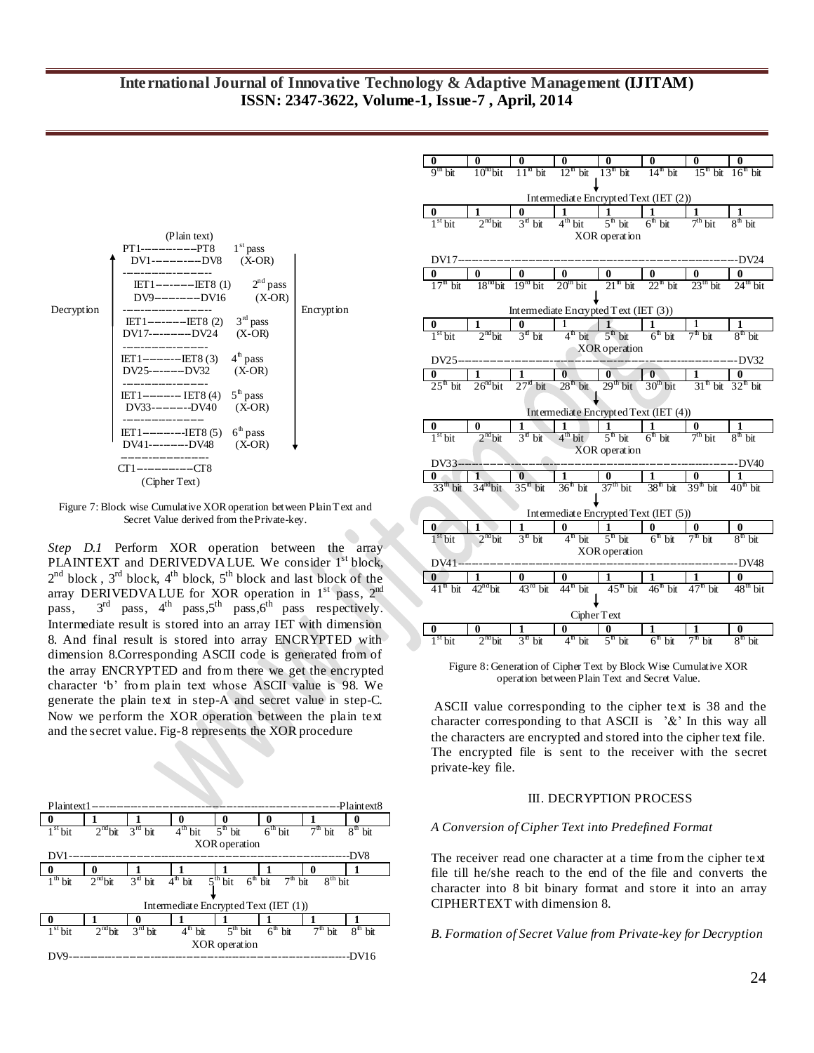```
                    (Plain text)
           PT1-----------PT8        1st pass
            DV1----------DV8        (X-OR)
           -------------------
            IET1--------IET8 (1)    2nd pass
            DV9---------DV16        (X-OR)
Decryption -------------------                 Encryption
            IET1--------IET8 (2)    3rd pass
            DV17--------DV24        (X-OR)
           -------------------
            IET1--------IET8 (3)    4th pass
            DV25--------DV32        (X-OR)
           -------------------
            IET1--------IET8 (4)    5th pass
            DV33--------DV40        (X-OR)
           -------------------
            IET1--------IET8 (5)    6th pass
            DV41--------DV48        (X-OR)
           -------------------
           CT1-----------CT8
                  (Cipher Text)
```

Figure 7: Block wise Cumulative XOR operation between Plain Text and Secret Value derived from the Private-key.

*Step D.1* Perform XOR operation between the array PLAINTEXT and DERIVEDVALUE. We consider 1st block, 2nd block , 3rd block, 4th block, 5th block and last block of the array DERIVEDVALUE for XOR operation in 1st pass, 2nd pass, 3rd pass, 4th pass,5th pass,6th pass respectively. Intermediate result is stored into an array IET with dimension 8. And final result is stored into array ENCRYPTED with dimension 8.Corresponding ASCII code is generated from of the array ENCRYPTED and from there we get the encrypted character 'b' from plain text whose ASCII value is 98. We generate the plain text in step-A and secret value in step-C. Now we perform the XOR operation between the plain text and the secret value. Fig-8 represents the XOR procedure

Plaintext1--------------------------------------Plaintext8

| 0 | 1 | 1 | 0 | 0 | 0 | 1 | 0 |
|---|---|---|---|---|---|---|---|
| 1st bit | 2nd bit | 3rd bit | 4th bit | 5th bit | 6th bit | 7th bit | 8th bit |

XOR operation

DV1--------------------------------------DV8

| 0 | 0 | 1 | 1 | 1 | 1 | 0 | 1 |
|---|---|---|---|---|---|---|---|
| 1th bit | 2nd bit | 3rd bit | 4th bit | 5th bit | 6th bit | 7th bit | 8th bit |

Intermediate Encrypted Text (IET (1))

| 0 | 1 | 0 | 1 | 1 | 1 | 1 | 1 |
|---|---|---|---|---|---|---|---|
| 1st bit | 2nd bit | 3rd bit | 4th bit | 5th bit | 6th bit | 7th bit | 8th bit |

XOR operation

DV9--------------------------------------DV16

| 0 | 0 | 0 | 0 | 0 | 0 | 0 | 0 |
|---|---|---|---|---|---|---|---|
| 9th bit | 10th bit | 11th bit | 12th bit | 13th bit | 14th bit | 15th bit | 16th bit |

Intermediate Encrypted Text (IET (2))

| 0 | 1 | 0 | 1 | 1 | 1 | 1 | 1 |
|---|---|---|---|---|---|---|---|
| 1st bit | 2nd bit | 3rd bit | 4th bit | 5th bit | 6th bit | 7th bit | 8th bit |

XOR operation

DV17--------------------------------------DV24

| 0 | 0 | 0 | 0 | 0 | 0 | 0 | 0 |
|---|---|---|---|---|---|---|---|
| 17th bit | 18th bit | 19th bit | 20th bit | 21th bit | 22th bit | 23th bit | 24th bit |

Intermediate Encrypted Text (IET (3))

| 0 | 1 | 0 | 1 | 1 | 1 | 1 | 1 |
|---|---|---|---|---|---|---|---|
| 1st bit | 2nd bit | 3rd bit | 4th bit | 5th bit | 6th bit | 7th bit | 8th bit |

XOR operation

DV25--------------------------------------DV32

| 0 | 1 | 1 | 0 | 0 | 0 | 1 | 0 |
|---|---|---|---|---|---|---|---|
| 25th bit | 26th bit | 27th bit | 28th bit | 29th bit | 30th bit | 31th bit | 32th bit |

Intermediate Encrypted Text (IET (4))

| 0 | 0 | 1 | 1 | 1 | 1 | 0 | 1 |
|---|---|---|---|---|---|---|---|
| 1st bit | 2nd bit | 3rd bit | 4th bit | 5th bit | 6th bit | 7th bit | 8th bit |

XOR operation

DV33--------------------------------------DV40

| 0 | 1 | 0 | 1 | 0 | 1 | 0 | 1 |
|---|---|---|---|---|---|---|---|
| 33th bit | 34th bit | 35th bit | 36th bit | 37th bit | 38th bit | 39th bit | 40th bit |

Intermediate Encrypted Text (IET (5))

| 0 | 1 | 1 | 0 | 1 | 0 | 0 | 0 |
|---|---|---|---|---|---|---|---|
| 1st bit | 2nd bit | 3rd bit | 4th bit | 5th bit | 6th bit | 7th bit | 8th bit |

XOR operation

DV41--------------------------------------DV48

| 0 | 1 | 0 | 0 | 1 | 1 | 1 | 0 |
|---|---|---|---|---|---|---|---|
| 41th bit | 42nd bit | 43rd bit | 44th bit | 45th bit | 46th bit | 47th bit | 48th bit |

Cipher Text

| 0 | 0 | 1 | 0 | 0 | 1 | 1 | 0 |
|---|---|---|---|---|---|---|---|
| 1st bit | 2nd bit | 3rd bit | 4th bit | 5th bit | 6th bit | 7th bit | 8th bit |

Figure 8: Generation of Cipher Text by Block Wise Cumulative XOR operation between Plain Text and Secret Value.

ASCII value corresponding to the cipher text is 38 and the character corresponding to that ASCII is '&' In this way all the characters are encrypted and stored into the cipher text file. The encrypted file is sent to the receiver with the secret private-key file.

## III. DECRYPTION PROCESS

### *A Conversion of Cipher Text into Predefined Format*

The receiver read one character at a time from the cipher text file till he/she reach to the end of the file and converts the character into 8 bit binary format and store it into an array CIPHERTEXT with dimension 8.

### *B. Formation of Secret Value from Private-key for Decryption*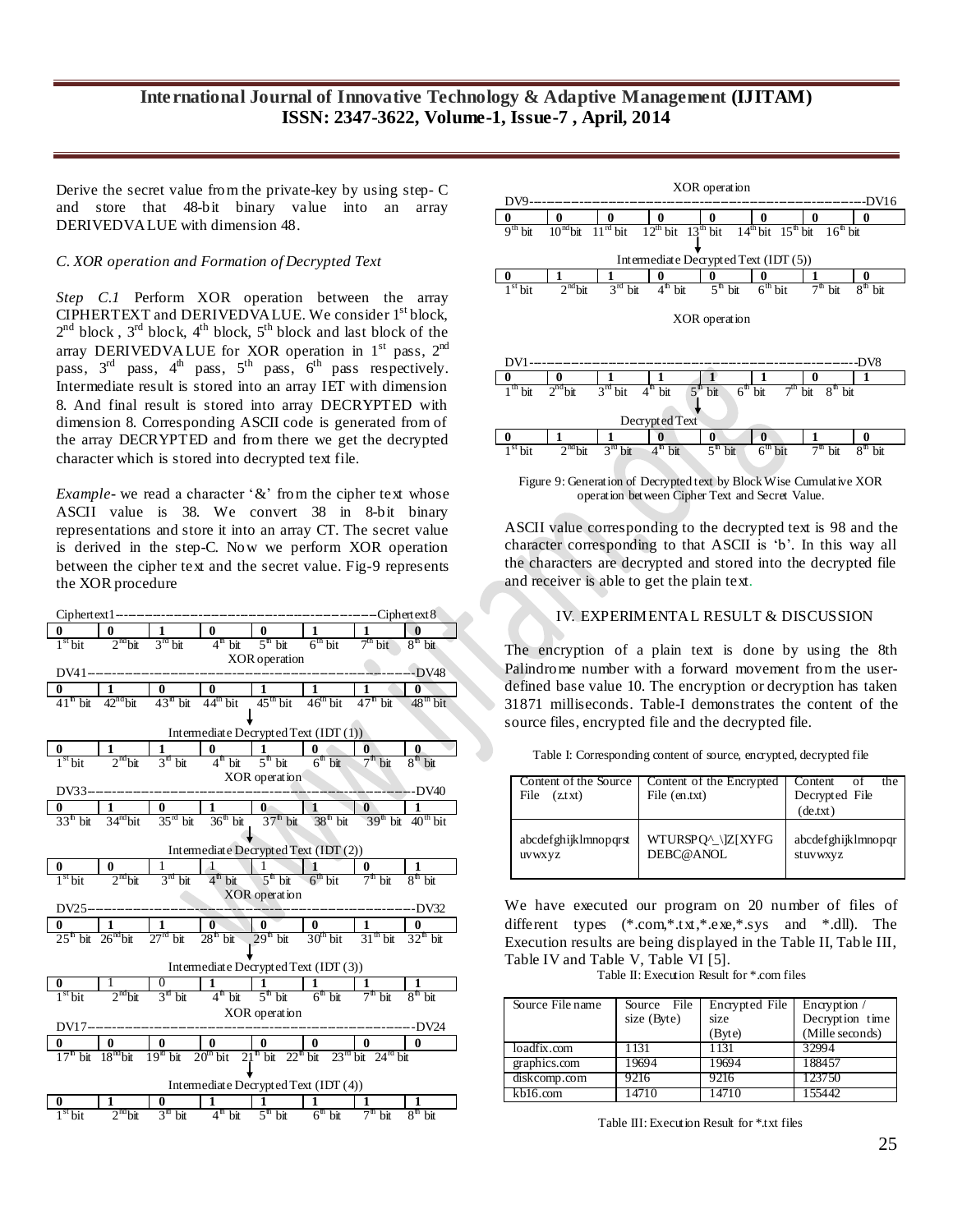Derive the secret value from the private-key by using step- C and store that 48-bit binary value into an array DERIVEDVALUE with dimension 48.

*C. XOR operation and Formation of Decrypted Text*

*Step C.1* Perform XOR operation between the array CIPHERTEXT and DERIVEDVALUE. We consider 1st block, 2nd block , 3rd block, 4th block, 5th block and last block of the array DERIVEDVALUE for XOR operation in 1st pass, 2nd pass, 3rd pass, 4th pass, 5th pass, 6th pass respectively. Intermediate result is stored into an array IET with dimension 8. And final result is stored into array DECRYPTED with dimension 8. Corresponding ASCII code is generated from of the array DECRYPTED and from there we get the decrypted character which is stored into decrypted text file.

*Example-* we read a character '&' from the cipher text whose ASCII value is 38. We convert 38 in 8-bit binary representations and store it into an array CT. The secret value is derived in the step-C. Now we perform XOR operation between the cipher text and the secret value. Fig-9 represents the XOR procedure

Ciphertext1 — Ciphertext8

| 0 | 0 | 1 | 0 | 0 | 1 | 1 | 0 |
|---|---|---|---|---|---|---|---|
| 1st bit | 2nd bit | 3rd bit | 4th bit | 5th bit | 6th bit | 7th bit | 8th bit |

XOR operation

DV41 — DV48

| 0 | 1 | 0 | 0 | 1 | 1 | 1 | 0 |
|---|---|---|---|---|---|---|---|
| 41th bit | 42nd bit | 43th bit | 44th bit | 45th bit | 46th bit | 47th bit | 48th bit |

Intermediate Decrypted Text (IDT (1))

| 0 | 1 | 1 | 0 | 1 | 0 | 0 | 0 |
|---|---|---|---|---|---|---|---|
| 1st bit | 2nd bit | 3th bit | 4th bit | 5th bit | 6th bit | 7th bit | 8th bit |

XOR operation

DV33 — DV40

| 0 | 1 | 0 | 1 | 0 | 1 | 0 | 1 |
|---|---|---|---|---|---|---|---|
| 33th bit | 34nd bit | 35rd bit | 36th bit | 37th bit | 38th bit | 39th bit | 40th bit |

Intermediate Decrypted Text (IDT (2))

| 0 | 0 | 1 | 1 | 1 | 1 | 0 | 1 |
|---|---|---|---|---|---|---|---|
| 1st bit | 2nd bit | 3rd bit | 4th bit | 5th bit | 6th bit | 7th bit | 8th bit |

XOR operation

DV25 — DV32

| 0 | 1 | 1 | 0 | 0 | 0 | 1 | 0 |
|---|---|---|---|---|---|---|---|
| 25th bit | 26nd bit | 27th bit | 28th bit | 29th bit | 30th bit | 31th bit | 32th bit |

Intermediate Decrypted Text (IDT (3))

| 0 | 1 | 0 | 1 | 1 | 1 | 1 | 1 |
|---|---|---|---|---|---|---|---|
| 1st bit | 2nd bit | 3th bit | 4th bit | 5th bit | 6th bit | 7th bit | 8th bit |

XOR operation

DV17 — DV24

| 0 | 0 | 0 | 0 | 0 | 0 | 0 | 0 |
|---|---|---|---|---|---|---|---|
| 17th bit | 18nd bit | 19th bit | 20th bit | 21th bit | 22th bit | 23rd bit | 24rd bit |

Intermediate Decrypted Text (IDT (4))

| 0 | 1 | 0 | 1 | 1 | 1 | 1 | 1 |
|---|---|---|---|---|---|---|---|
| 1st bit | 2nd bit | 3th bit | 4th bit | 5th bit | 6th bit | 7th bit | 8th bit |

XOR operation

DV9 — DV16

| 0 | 0 | 0 | 0 | 0 | 0 | 0 | 0 |
|---|---|---|---|---|---|---|---|
| 9th bit | 10nd bit | 11rd bit | 12th bit | 13th bit | 14th bit | 15th bit | 16th bit |

Intermediate Decrypted Text (IDT (5))

| 0 | 1 | 1 | 0 | 0 | 0 | 1 | 0 |
|---|---|---|---|---|---|---|---|
| 1st bit | 2nd bit | 3rd bit | 4th bit | 5th bit | 6th bit | 7th bit | 8th bit |

XOR operation

DV1 — DV8

| 0 | 0 | 1 | 1 | 1 | 1 | 0 | 1 |
|---|---|---|---|---|---|---|---|
| 1th bit | 2nd bit | 3rd bit | 4th bit | 5th bit | 6th bit | 7th bit | 8th bit |

Decrypted Text

| 0 | 1 | 1 | 0 | 0 | 0 | 1 | 0 |
|---|---|---|---|---|---|---|---|
| 1st bit | 2nd bit | 3rd bit | 4th bit | 5th bit | 6th bit | 7th bit | 8th bit |

Figure 9: Generation of Decrypted text by Block Wise Cumulative XOR operation between Cipher Text and Secret Value.

ASCII value corresponding to the decrypted text is 98 and the character corresponding to that ASCII is 'b'. In this way all the characters are decrypted and stored into the decrypted file and receiver is able to get the plain text.

## IV. EXPERIMENTAL RESULT & DISCUSSION

The encryption of a plain text is done by using the 8th Palindrome number with a forward movement from the user-defined base value 10. The encryption or decryption has taken 31871 milliseconds. Table-I demonstrates the content of the source files, encrypted file and the decrypted file.

Table I: Corresponding content of source, encrypted, decrypted file

| Content of the Source File (z.txt) | Content of the Encrypted File (en.txt) | Content of the Decrypted File (de.txt) |
|---|---|---|
| abcdefghijklmnopqrstuvwxyz | WTURSPQ^_\]Z[XYFG DEBC@ANOL | abcdefghijklmnopqrstuvwxyz |

We have executed our program on 20 number of files of different types (*.com,*.txt,*.exe,*.sys and *.dll). The Execution results are being displayed in the Table II, Table III, Table IV and Table V, Table VI [5].

Table II: Execution Result for *.com files

| Source File name | Source File size (Byte) | Encrypted File size (Byte) | Encryption / Decryption time (Mille seconds) |
|---|---|---|---|
| loadfix.com | 1131 | 1131 | 32994 |
| graphics.com | 19694 | 19694 | 188457 |
| diskcomp.com | 9216 | 9216 | 123750 |
| kb16.com | 14710 | 14710 | 155442 |

Table III: Execution Result for *.txt files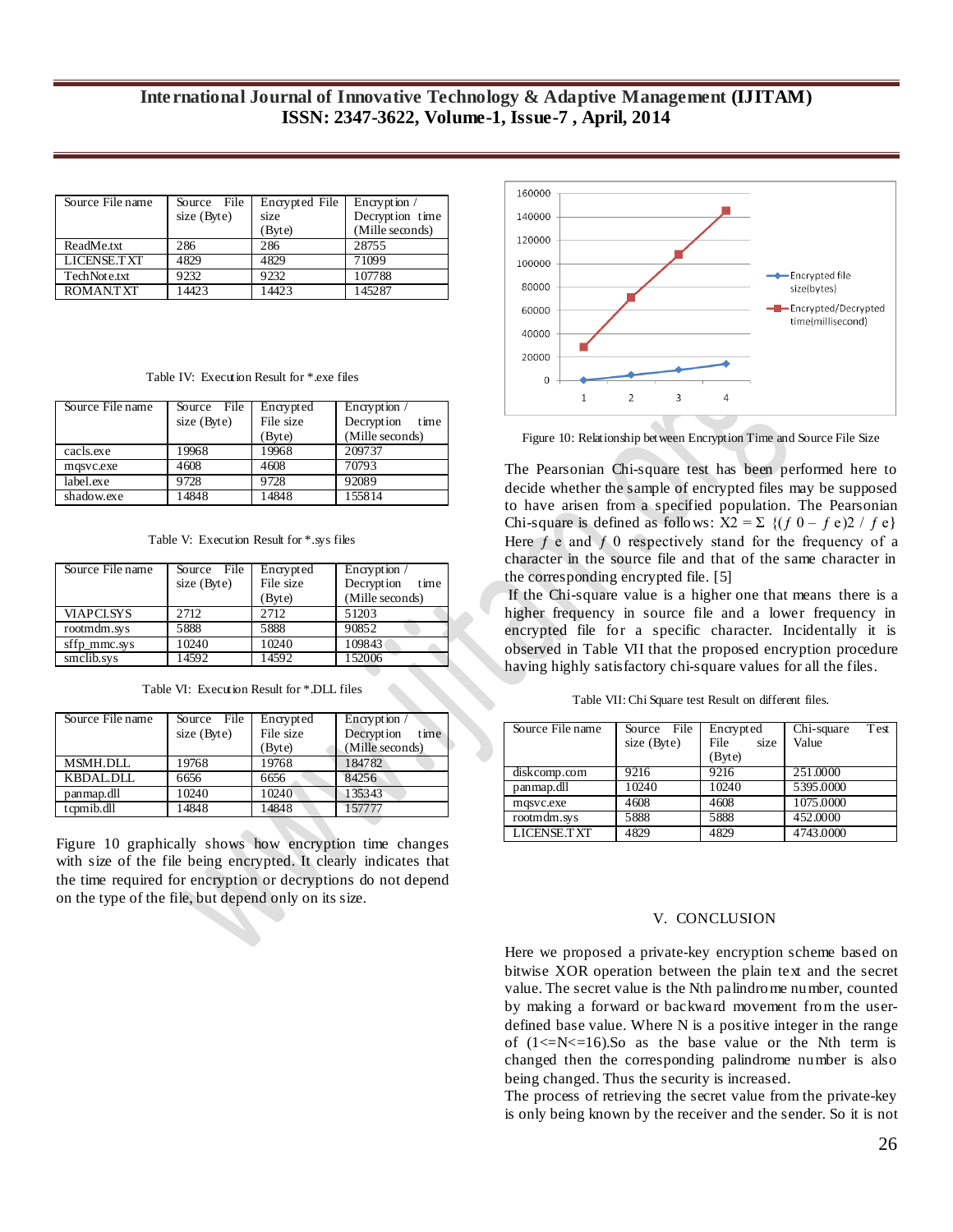| Source File name | Source File size (Byte) | Encrypted File size (Byte) | Encryption / Decryption time (Mille seconds) |
|---|---|---|---|
| ReadMe.txt | 286 | 286 | 28755 |
| LICENSE.TXT | 4829 | 4829 | 71099 |
| TechNote.txt | 9232 | 9232 | 107788 |
| ROMAN.TXT | 14423 | 14423 | 145287 |

Table IV: Execution Result for *.exe files

| Source File name | Source File size (Byte) | Encrypted File size (Byte) | Encryption / Decryption time (Mille seconds) |
|---|---|---|---|
| cacls.exe | 19968 | 19968 | 209737 |
| mqsvc.exe | 4608 | 4608 | 70793 |
| label.exe | 9728 | 9728 | 92089 |
| shadow.exe | 14848 | 14848 | 155814 |

Table V: Execution Result for *.sys files

| Source File name | Source File size (Byte) | Encrypted File size (Byte) | Encryption / Decryption time (Mille seconds) |
|---|---|---|---|
| VIAPCI.SYS | 2712 | 2712 | 51203 |
| rootmdm.sys | 5888 | 5888 | 90852 |
| sffp_mmc.sys | 10240 | 10240 | 109843 |
| smclib.sys | 14592 | 14592 | 152006 |

Table VI: Execution Result for *.DLL files

| Source File name | Source File size (Byte) | Encrypted File size (Byte) | Encryption / Decryption time (Mille seconds) |
|---|---|---|---|
| MSMH.DLL | 19768 | 19768 | 184782 |
| KBDAL.DLL | 6656 | 6656 | 84256 |
| panmap.dll | 10240 | 10240 | 135343 |
| tcpmib.dll | 14848 | 14848 | 157777 |

Figure 10 graphically shows how encryption time changes with size of the file being encrypted. It clearly indicates that the time required for encryption or decryptions do not depend on the type of the file, but depend only on its size.

Figure 10: Relationship between Encryption Time and Source File Size

The Pearsonian Chi-square test has been performed here to decide whether the sample of encrypted files may be supposed to have arisen from a specified population. The Pearsonian Chi-square is defined as follows: $X2 = \Sigma \{(f_0 - f_e)^2 / f_e\}$ Here $f_e$ and $f_0$ respectively stand for the frequency of a character in the source file and that of the same character in the corresponding encrypted file. [5]

If the Chi-square value is a higher one that means there is a higher frequency in source file and a lower frequency in encrypted file for a specific character. Incidentally it is observed in Table VII that the proposed encryption procedure having highly satisfactory chi-square values for all the files.

Table VII: Chi Square test Result on different files.

| Source File name | Source File size (Byte) | Encrypted File size (Byte) | Chi-square Test Value |
|---|---|---|---|
| diskcomp.com | 9216 | 9216 | 251.0000 |
| panmap.dll | 10240 | 10240 | 5395.0000 |
| mqsvc.exe | 4608 | 4608 | 1075.0000 |
| rootmdm.sys | 5888 | 5888 | 452.0000 |
| LICENSE.TXT | 4829 | 4829 | 4743.0000 |

## V. CONCLUSION

Here we proposed a private-key encryption scheme based on bitwise XOR operation between the plain text and the secret value. The secret value is the Nth palindrome number, counted by making a forward or backward movement from the user-defined base value. Where N is a positive integer in the range of (1<=N<=16).So as the base value or the Nth term is changed then the corresponding palindrome number is also being changed. Thus the security is increased.

The process of retrieving the secret value from the private-key is only being known by the receiver and the sender. So it is not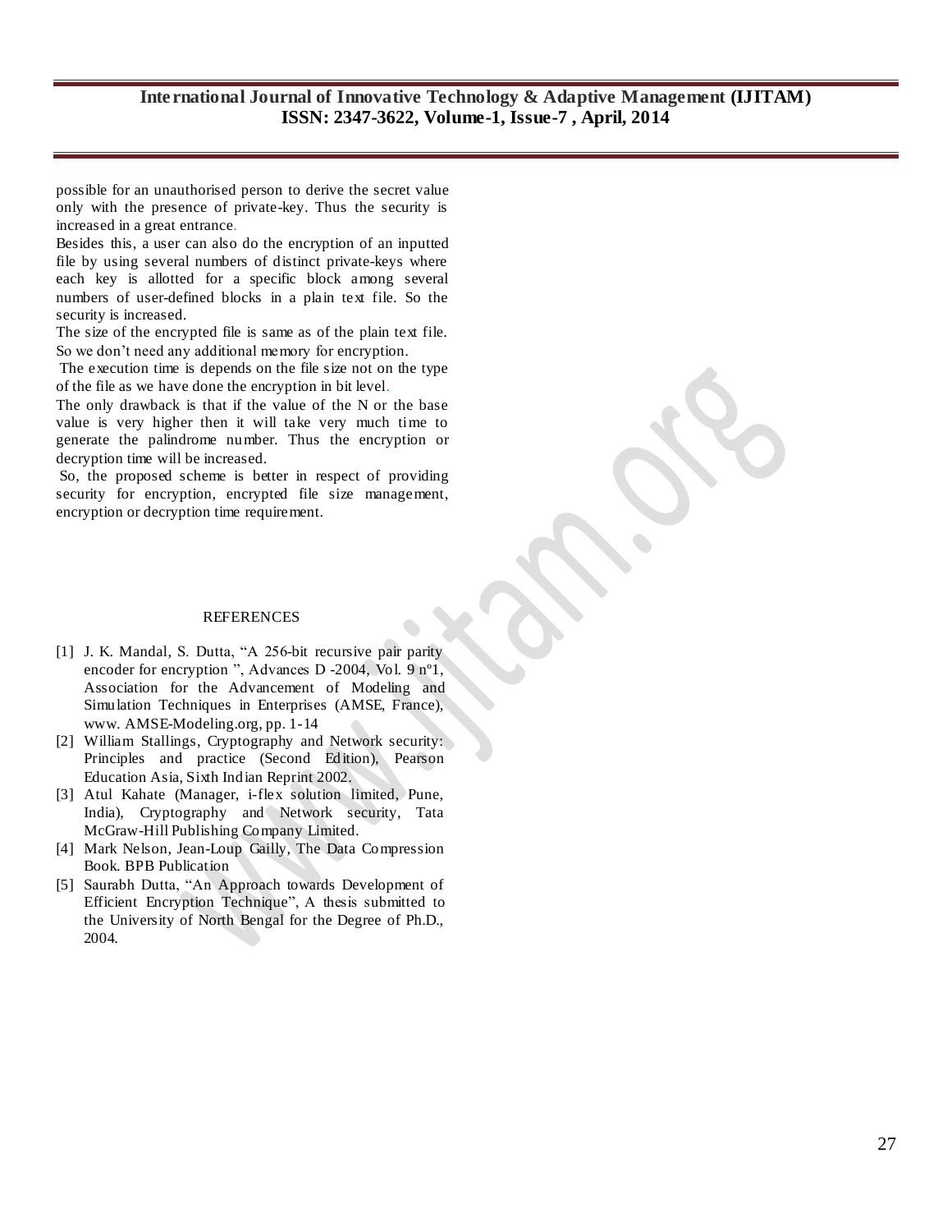possible for an unauthorised person to derive the secret value only with the presence of private-key. Thus the security is increased in a great entrance.

Besides this, a user can also do the encryption of an inputted file by using several numbers of distinct private-keys where each key is allotted for a specific block among several numbers of user-defined blocks in a plain text file. So the security is increased.

The size of the encrypted file is same as of the plain text file. So we don't need any additional memory for encryption.

The execution time is depends on the file size not on the type of the file as we have done the encryption in bit level.

The only drawback is that if the value of the N or the base value is very higher then it will take very much time to generate the palindrome number. Thus the encryption or decryption time will be increased.

So, the proposed scheme is better in respect of providing security for encryption, encrypted file size management, encryption or decryption time requirement.

## REFERENCES

[1] J. K. Mandal, S. Dutta, "A 256-bit recursive pair parity encoder for encryption ", Advances D -2004, Vol. 9 nº1, Association for the Advancement of Modeling and Simulation Techniques in Enterprises (AMSE, France), www. AMSE-Modeling.org, pp. 1-14

[2] William Stallings, Cryptography and Network security: Principles and practice (Second Edition), Pearson Education Asia, Sixth Indian Reprint 2002.

[3] Atul Kahate (Manager, i-flex solution limited, Pune, India), Cryptography and Network security, Tata McGraw-Hill Publishing Company Limited.

[4] Mark Nelson, Jean-Loup Gailly, The Data Compression Book. BPB Publication

[5] Saurabh Dutta, "An Approach towards Development of Efficient Encryption Technique", A thesis submitted to the University of North Bengal for the Degree of Ph.D., 2004.